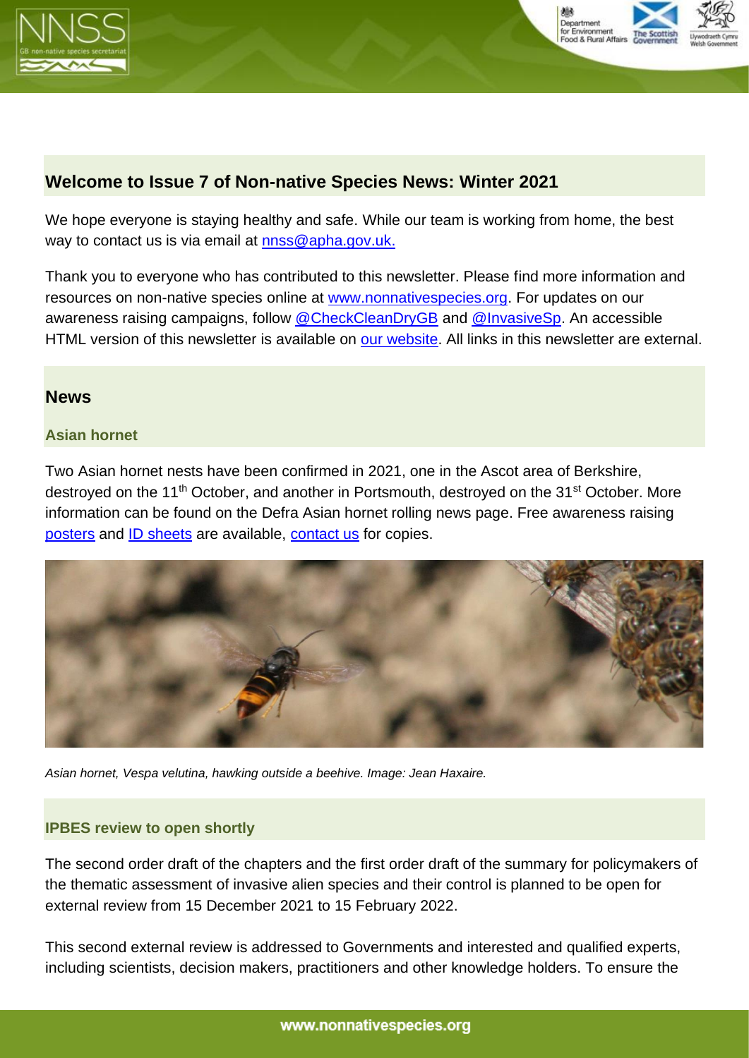## Welcome to Issue 7 of Non-native Species News: Winter 2021

We hope everyone is staying healthy and safe. While our team is working from home, the best way to contact us is via email at nnss@apha.gov.uk.

Thank you to everyone who has contributed to this newsletter. Please find more information and resources on non-native species online at www.nonnativespecies.org. For updates on our awareness raising campaigns, follow @CheckCleanDryGB and @InvasiveSp. An accessible HTML version of this newsletter is available on our website. All links in this newsletter are external.

## News

### Asian hornet

Two Asian hornet nests have been confirmed in 2021, one in the Ascot area of Berkshire, destroyed on the 11th October, and another in Portsmouth, destroyed on the 31st October. More information can be found on the Defra Asian hornet rolling news page. Free awareness raising posters and ID sheets are available, contact us for copies.

*Asian hornet, Vespa velutina, hawking outside a beehive. Image: Jean Haxaire.*

### IPBES review to open shortly

The second order draft of the chapters and the first order draft of the summary for policymakers of the thematic assessment of invasive alien species and their control is planned to be open for external review from 15 December 2021 to 15 February 2022.

This second external review is addressed to Governments and interested and qualified experts, including scientists, decision makers, practitioners and other knowledge holders. To ensure the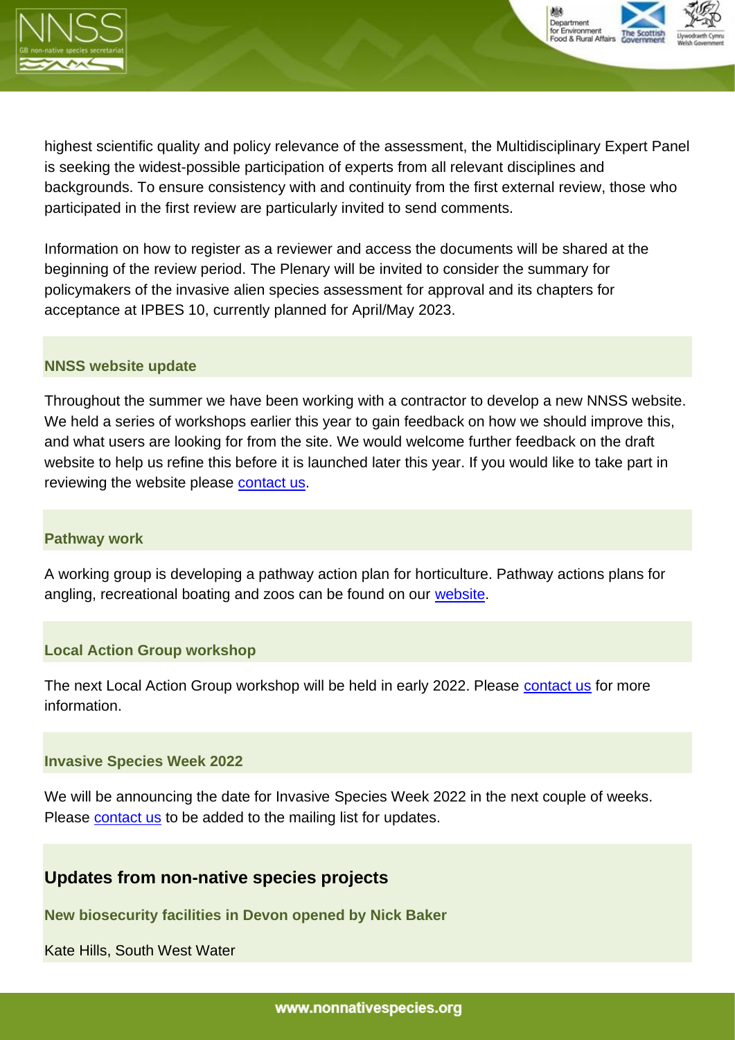highest scientific quality and policy relevance of the assessment, the Multidisciplinary Expert Panel is seeking the widest-possible participation of experts from all relevant disciplines and backgrounds. To ensure consistency with and continuity from the first external review, those who participated in the first review are particularly invited to send comments.

Information on how to register as a reviewer and access the documents will be shared at the beginning of the review period. The Plenary will be invited to consider the summary for policymakers of the invasive alien species assessment for approval and its chapters for acceptance at IPBES 10, currently planned for April/May 2023.

### NNSS website update

Throughout the summer we have been working with a contractor to develop a new NNSS website. We held a series of workshops earlier this year to gain feedback on how we should improve this, and what users are looking for from the site. We would welcome further feedback on the draft website to help us refine this before it is launched later this year. If you would like to take part in reviewing the website please contact us.

### Pathway work

A working group is developing a pathway action plan for horticulture. Pathway actions plans for angling, recreational boating and zoos can be found on our website.

### Local Action Group workshop

The next Local Action Group workshop will be held in early 2022. Please contact us for more information.

### Invasive Species Week 2022

We will be announcing the date for Invasive Species Week 2022 in the next couple of weeks. Please contact us to be added to the mailing list for updates.

## Updates from non-native species projects

### New biosecurity facilities in Devon opened by Nick Baker

Kate Hills, South West Water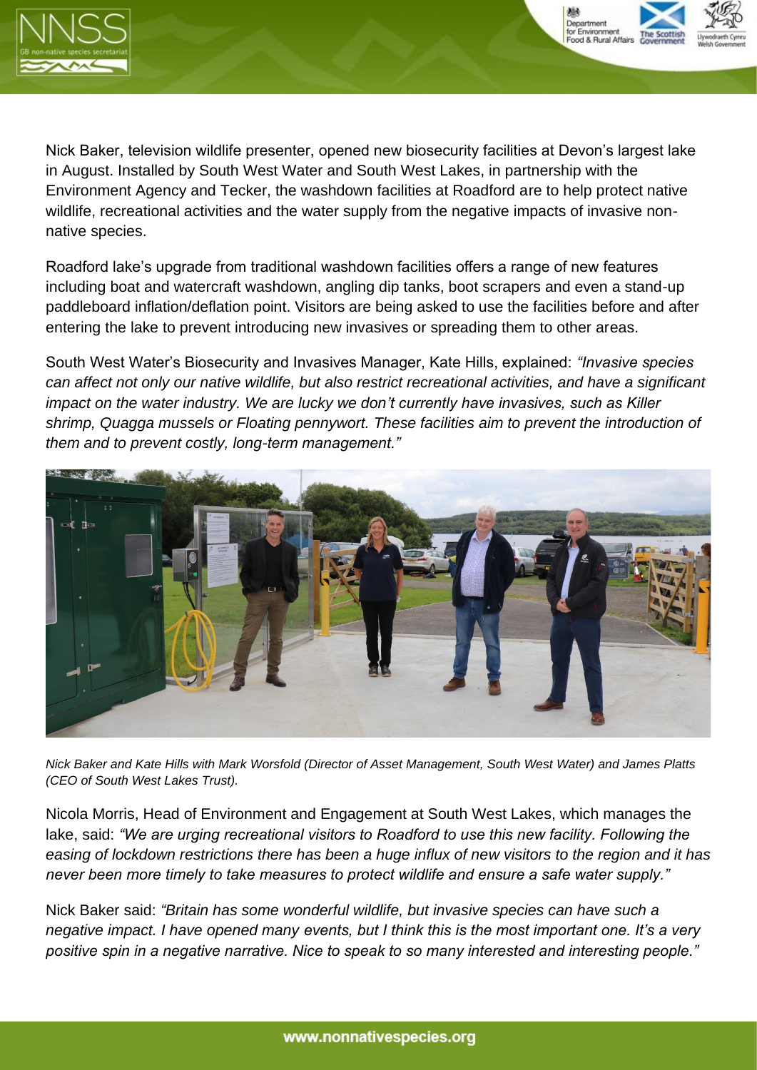Nick Baker, television wildlife presenter, opened new biosecurity facilities at Devon's largest lake in August. Installed by South West Water and South West Lakes, in partnership with the Environment Agency and Tecker, the washdown facilities at Roadford are to help protect native wildlife, recreational activities and the water supply from the negative impacts of invasive non-native species.

Roadford lake's upgrade from traditional washdown facilities offers a range of new features including boat and watercraft washdown, angling dip tanks, boot scrapers and even a stand-up paddleboard inflation/deflation point. Visitors are being asked to use the facilities before and after entering the lake to prevent introducing new invasives or spreading them to other areas.

South West Water's Biosecurity and Invasives Manager, Kate Hills, explained: *"Invasive species can affect not only our native wildlife, but also restrict recreational activities, and have a significant impact on the water industry. We are lucky we don't currently have invasives, such as Killer shrimp, Quagga mussels or Floating pennywort. These facilities aim to prevent the introduction of them and to prevent costly, long-term management."*

*Nick Baker and Kate Hills with Mark Worsfold (Director of Asset Management, South West Water) and James Platts (CEO of South West Lakes Trust).*

Nicola Morris, Head of Environment and Engagement at South West Lakes, which manages the lake, said: *"We are urging recreational visitors to Roadford to use this new facility. Following the easing of lockdown restrictions there has been a huge influx of new visitors to the region and it has never been more timely to take measures to protect wildlife and ensure a safe water supply."*

Nick Baker said: *"Britain has some wonderful wildlife, but invasive species can have such a negative impact. I have opened many events, but I think this is the most important one. It's a very positive spin in a negative narrative. Nice to speak to so many interested and interesting people."*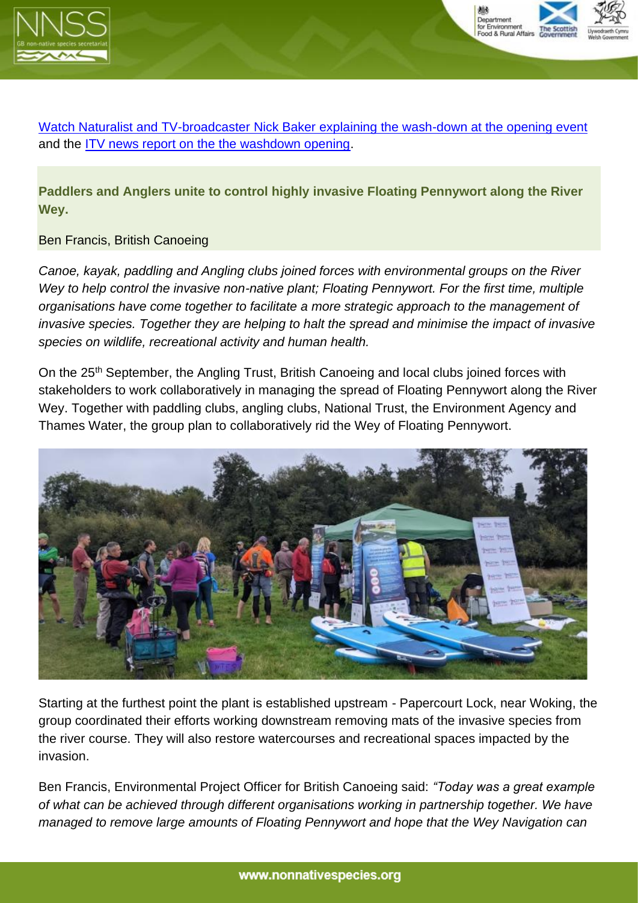[Watch Naturalist and TV-broadcaster Nick Baker explaining the wash-down at the opening event] and the [ITV news report on the the washdown opening].

**Paddlers and Anglers unite to control highly invasive Floating Pennywort along the River Wey.**

Ben Francis, British Canoeing

*Canoe, kayak, paddling and Angling clubs joined forces with environmental groups on the River Wey to help control the invasive non-native plant; Floating Pennywort. For the first time, multiple organisations have come together to facilitate a more strategic approach to the management of invasive species. Together they are helping to halt the spread and minimise the impact of invasive species on wildlife, recreational activity and human health.*

On the 25th September, the Angling Trust, British Canoeing and local clubs joined forces with stakeholders to work collaboratively in managing the spread of Floating Pennywort along the River Wey. Together with paddling clubs, angling clubs, National Trust, the Environment Agency and Thames Water, the group plan to collaboratively rid the Wey of Floating Pennywort.

Starting at the furthest point the plant is established upstream - Papercourt Lock, near Woking, the group coordinated their efforts working downstream removing mats of the invasive species from the river course. They will also restore watercourses and recreational spaces impacted by the invasion.

Ben Francis, Environmental Project Officer for British Canoeing said: *"Today was a great example of what can be achieved through different organisations working in partnership together. We have managed to remove large amounts of Floating Pennywort and hope that the Wey Navigation can*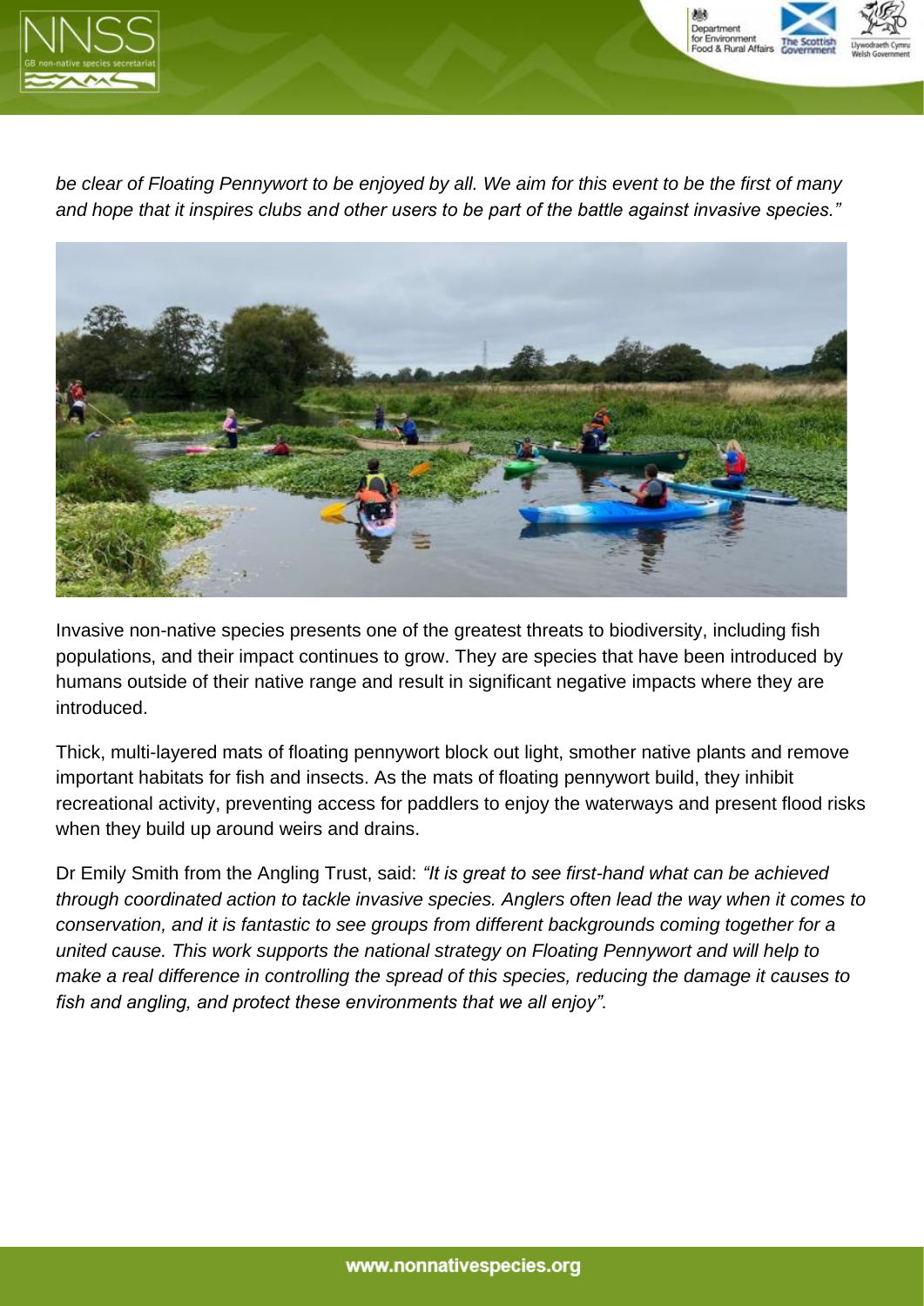*be clear of Floating Pennywort to be enjoyed by all. We aim for this event to be the first of many and hope that it inspires clubs and other users to be part of the battle against invasive species."*

Invasive non-native species presents one of the greatest threats to biodiversity, including fish populations, and their impact continues to grow. They are species that have been introduced by humans outside of their native range and result in significant negative impacts where they are introduced.

Thick, multi-layered mats of floating pennywort block out light, smother native plants and remove important habitats for fish and insects. As the mats of floating pennywort build, they inhibit recreational activity, preventing access for paddlers to enjoy the waterways and present flood risks when they build up around weirs and drains.

Dr Emily Smith from the Angling Trust, said: *"It is great to see first-hand what can be achieved through coordinated action to tackle invasive species. Anglers often lead the way when it comes to conservation, and it is fantastic to see groups from different backgrounds coming together for a united cause. This work supports the national strategy on Floating Pennywort and will help to make a real difference in controlling the spread of this species, reducing the damage it causes to fish and angling, and protect these environments that we all enjoy".*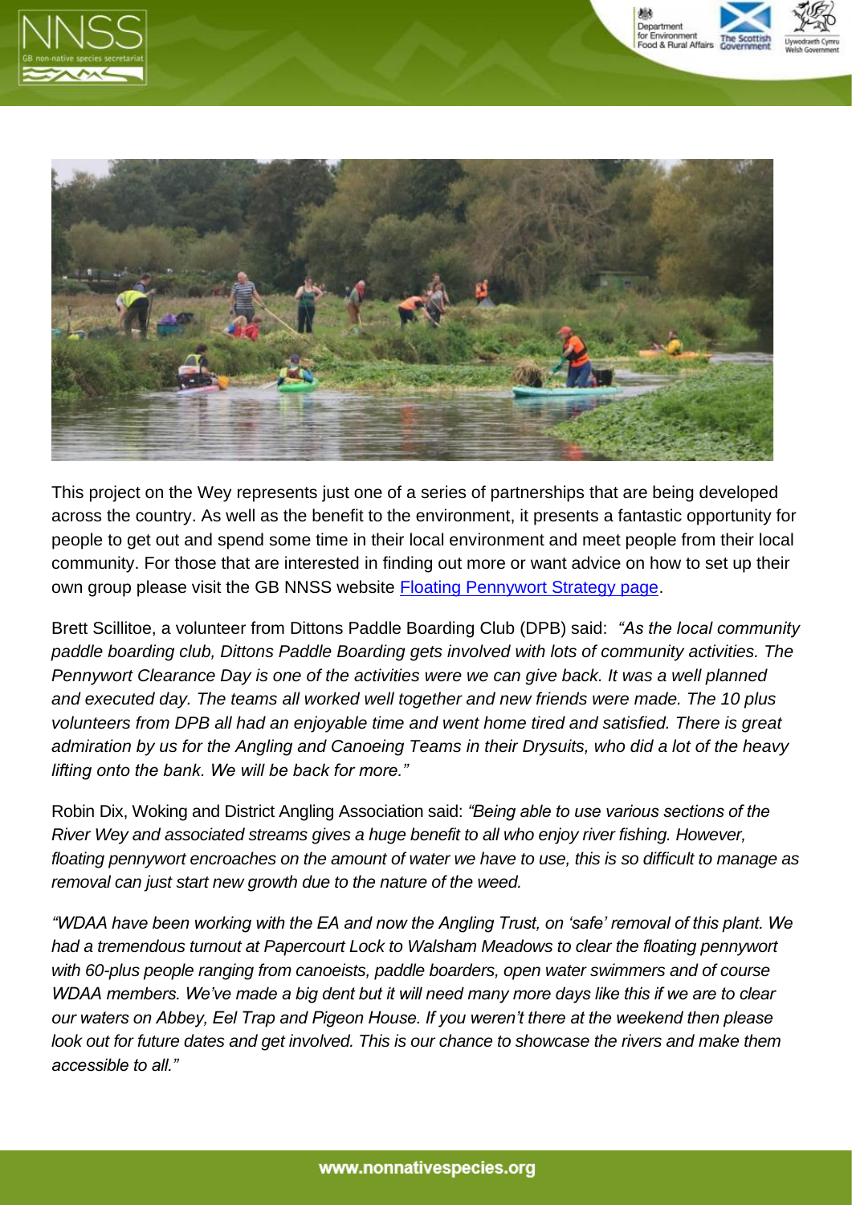This project on the Wey represents just one of a series of partnerships that are being developed across the country. As well as the benefit to the environment, it presents a fantastic opportunity for people to get out and spend some time in their local environment and meet people from their local community. For those that are interested in finding out more or want advice on how to set up their own group please visit the GB NNSS website Floating Pennywort Strategy page.

Brett Scillitoe, a volunteer from Dittons Paddle Boarding Club (DPB) said: *"As the local community paddle boarding club, Dittons Paddle Boarding gets involved with lots of community activities. The Pennywort Clearance Day is one of the activities were we can give back. It was a well planned and executed day. The teams all worked well together and new friends were made. The 10 plus volunteers from DPB all had an enjoyable time and went home tired and satisfied. There is great admiration by us for the Angling and Canoeing Teams in their Drysuits, who did a lot of the heavy lifting onto the bank. We will be back for more."*

Robin Dix, Woking and District Angling Association said: *"Being able to use various sections of the River Wey and associated streams gives a huge benefit to all who enjoy river fishing. However, floating pennywort encroaches on the amount of water we have to use, this is so difficult to manage as removal can just start new growth due to the nature of the weed.*

*"WDAA have been working with the EA and now the Angling Trust, on 'safe' removal of this plant. We had a tremendous turnout at Papercourt Lock to Walsham Meadows to clear the floating pennywort with 60-plus people ranging from canoeists, paddle boarders, open water swimmers and of course WDAA members. We've made a big dent but it will need many more days like this if we are to clear our waters on Abbey, Eel Trap and Pigeon House. If you weren't there at the weekend then please look out for future dates and get involved. This is our chance to showcase the rivers and make them accessible to all."*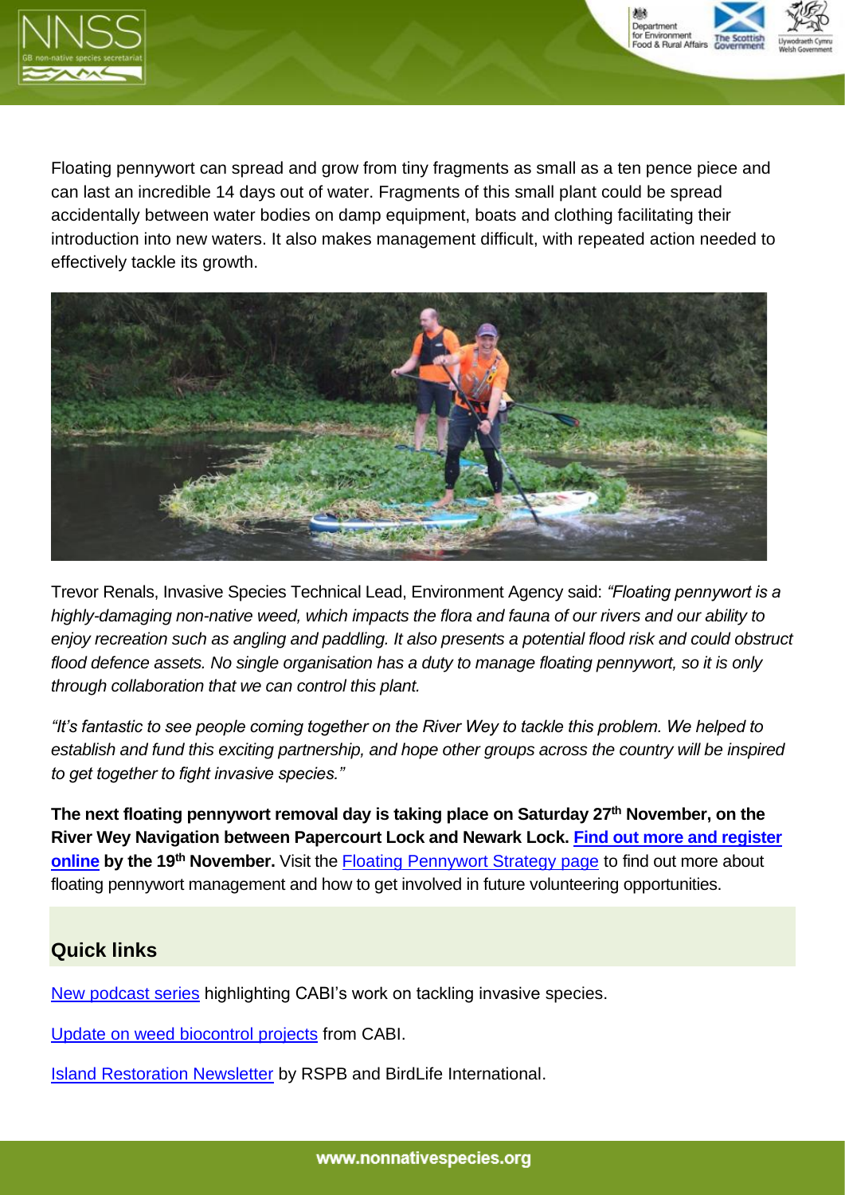Floating pennywort can spread and grow from tiny fragments as small as a ten pence piece and can last an incredible 14 days out of water. Fragments of this small plant could be spread accidentally between water bodies on damp equipment, boats and clothing facilitating their introduction into new waters. It also makes management difficult, with repeated action needed to effectively tackle its growth.

Trevor Renals, Invasive Species Technical Lead, Environment Agency said: *"Floating pennywort is a highly-damaging non-native weed, which impacts the flora and fauna of our rivers and our ability to enjoy recreation such as angling and paddling. It also presents a potential flood risk and could obstruct flood defence assets. No single organisation has a duty to manage floating pennywort, so it is only through collaboration that we can control this plant.*

*"It's fantastic to see people coming together on the River Wey to tackle this problem. We helped to establish and fund this exciting partnership, and hope other groups across the country will be inspired to get together to fight invasive species."*

**The next floating pennywort removal day is taking place on Saturday 27th November, on the River Wey Navigation between Papercourt Lock and Newark Lock. Find out more and register online by the 19th November.** Visit the Floating Pennywort Strategy page to find out more about floating pennywort management and how to get involved in future volunteering opportunities.

## Quick links

New podcast series highlighting CABI's work on tackling invasive species.

Update on weed biocontrol projects from CABI.

Island Restoration Newsletter by RSPB and BirdLife International.